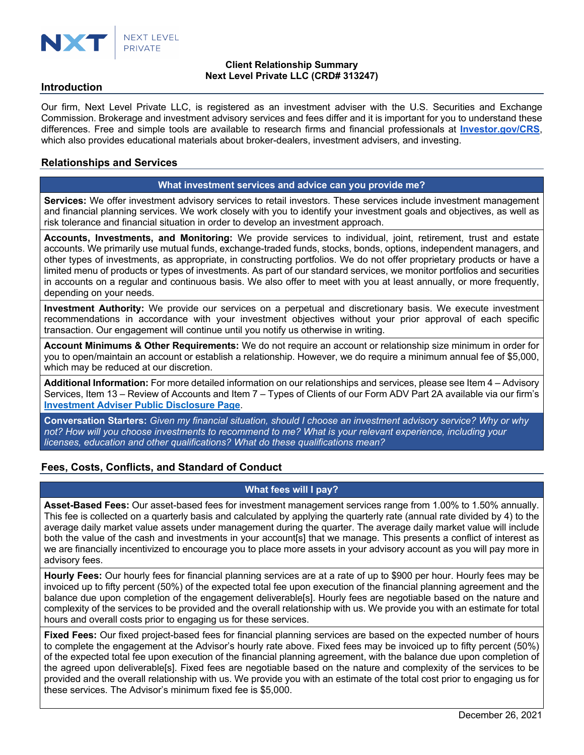NXT | NEXT LEVEL PRIVATE

**Client Relationship Summary**
**Next Level Private LLC (CRD# 313247)**

## Introduction

Our firm, Next Level Private LLC, is registered as an investment adviser with the U.S. Securities and Exchange Commission. Brokerage and investment advisory services and fees differ and it is important for you to understand these differences. Free and simple tools are available to research firms and financial professionals at **Investor.gov/CRS**, which also provides educational materials about broker-dealers, investment advisers, and investing.

## Relationships and Services

### What investment services and advice can you provide me?

**Services:** We offer investment advisory services to retail investors. These services include investment management and financial planning services. We work closely with you to identify your investment goals and objectives, as well as risk tolerance and financial situation in order to develop an investment approach.

**Accounts, Investments, and Monitoring:** We provide services to individual, joint, retirement, trust and estate accounts. We primarily use mutual funds, exchange-traded funds, stocks, bonds, options, independent managers, and other types of investments, as appropriate, in constructing portfolios. We do not offer proprietary products or have a limited menu of products or types of investments. As part of our standard services, we monitor portfolios and securities in accounts on a regular and continuous basis. We also offer to meet with you at least annually, or more frequently, depending on your needs.

**Investment Authority:** We provide our services on a perpetual and discretionary basis. We execute investment recommendations in accordance with your investment objectives without your prior approval of each specific transaction. Our engagement will continue until you notify us otherwise in writing.

**Account Minimums & Other Requirements:** We do not require an account or relationship size minimum in order for you to open/maintain an account or establish a relationship. However, we do require a minimum annual fee of $5,000, which may be reduced at our discretion.

**Additional Information:** For more detailed information on our relationships and services, please see Item 4 – Advisory Services, Item 13 – Review of Accounts and Item 7 – Types of Clients of our Form ADV Part 2A available via our firm's **Investment Adviser Public Disclosure Page**.

**Conversation Starters:** *Given my financial situation, should I choose an investment advisory service? Why or why not? How will you choose investments to recommend to me? What is your relevant experience, including your licenses, education and other qualifications? What do these qualifications mean?*

## Fees, Costs, Conflicts, and Standard of Conduct

### What fees will I pay?

**Asset-Based Fees:** Our asset-based fees for investment management services range from 1.00% to 1.50% annually. This fee is collected on a quarterly basis and calculated by applying the quarterly rate (annual rate divided by 4) to the average daily market value assets under management during the quarter. The average daily market value will include both the value of the cash and investments in your account[s] that we manage. This presents a conflict of interest as we are financially incentivized to encourage you to place more assets in your advisory account as you will pay more in advisory fees.

**Hourly Fees:** Our hourly fees for financial planning services are at a rate of up to $900 per hour. Hourly fees may be invoiced up to fifty percent (50%) of the expected total fee upon execution of the financial planning agreement and the balance due upon completion of the engagement deliverable[s]. Hourly fees are negotiable based on the nature and complexity of the services to be provided and the overall relationship with us. We provide you with an estimate for total hours and overall costs prior to engaging us for these services.

**Fixed Fees:** Our fixed project-based fees for financial planning services are based on the expected number of hours to complete the engagement at the Advisor's hourly rate above. Fixed fees may be invoiced up to fifty percent (50%) of the expected total fee upon execution of the financial planning agreement, with the balance due upon completion of the agreed upon deliverable[s]. Fixed fees are negotiable based on the nature and complexity of the services to be provided and the overall relationship with us. We provide you with an estimate of the total cost prior to engaging us for these services. The Advisor's minimum fixed fee is $5,000.

December 26, 2021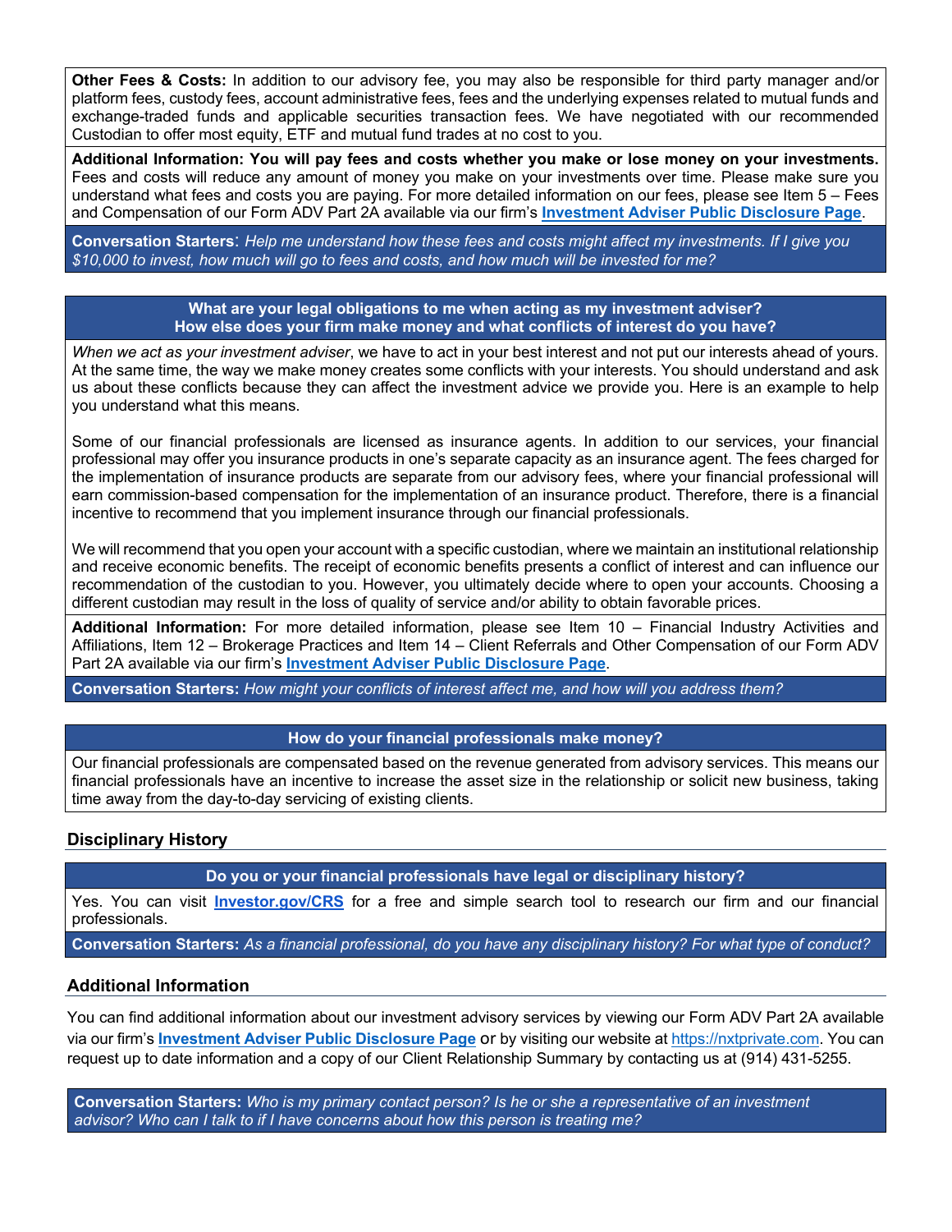**Other Fees & Costs:** In addition to our advisory fee, you may also be responsible for third party manager and/or platform fees, custody fees, account administrative fees, fees and the underlying expenses related to mutual funds and exchange-traded funds and applicable securities transaction fees. We have negotiated with our recommended Custodian to offer most equity, ETF and mutual fund trades at no cost to you.

**Additional Information: You will pay fees and costs whether you make or lose money on your investments.** Fees and costs will reduce any amount of money you make on your investments over time. Please make sure you understand what fees and costs you are paying. For more detailed information on our fees, please see Item 5 – Fees and Compensation of our Form ADV Part 2A available via our firm's **Investment Adviser Public Disclosure Page**.

**Conversation Starters**: *Help me understand how these fees and costs might affect my investments. If I give you $10,000 to invest, how much will go to fees and costs, and how much will be invested for me?*

**What are your legal obligations to me when acting as my investment adviser? How else does your firm make money and what conflicts of interest do you have?**

*When we act as your investment adviser*, we have to act in your best interest and not put our interests ahead of yours. At the same time, the way we make money creates some conflicts with your interests. You should understand and ask us about these conflicts because they can affect the investment advice we provide you. Here is an example to help you understand what this means.

Some of our financial professionals are licensed as insurance agents. In addition to our services, your financial professional may offer you insurance products in one's separate capacity as an insurance agent. The fees charged for the implementation of insurance products are separate from our advisory fees, where your financial professional will earn commission-based compensation for the implementation of an insurance product. Therefore, there is a financial incentive to recommend that you implement insurance through our financial professionals.

We will recommend that you open your account with a specific custodian, where we maintain an institutional relationship and receive economic benefits. The receipt of economic benefits presents a conflict of interest and can influence our recommendation of the custodian to you. However, you ultimately decide where to open your accounts. Choosing a different custodian may result in the loss of quality of service and/or ability to obtain favorable prices.

**Additional Information:** For more detailed information, please see Item 10 – Financial Industry Activities and Affiliations, Item 12 – Brokerage Practices and Item 14 – Client Referrals and Other Compensation of our Form ADV Part 2A available via our firm's **Investment Adviser Public Disclosure Page**.

**Conversation Starters:** *How might your conflicts of interest affect me, and how will you address them?*

**How do your financial professionals make money?**

Our financial professionals are compensated based on the revenue generated from advisory services. This means our financial professionals have an incentive to increase the asset size in the relationship or solicit new business, taking time away from the day-to-day servicing of existing clients.

## Disciplinary History

**Do you or your financial professionals have legal or disciplinary history?**

Yes. You can visit **Investor.gov/CRS** for a free and simple search tool to research our firm and our financial professionals.

**Conversation Starters:** *As a financial professional, do you have any disciplinary history? For what type of conduct?*

## Additional Information

You can find additional information about our investment advisory services by viewing our Form ADV Part 2A available via our firm's **Investment Adviser Public Disclosure Page** or by visiting our website at https://nxtprivate.com. You can request up to date information and a copy of our Client Relationship Summary by contacting us at (914) 431-5255.

**Conversation Starters:** *Who is my primary contact person? Is he or she a representative of an investment advisor? Who can I talk to if I have concerns about how this person is treating me?*